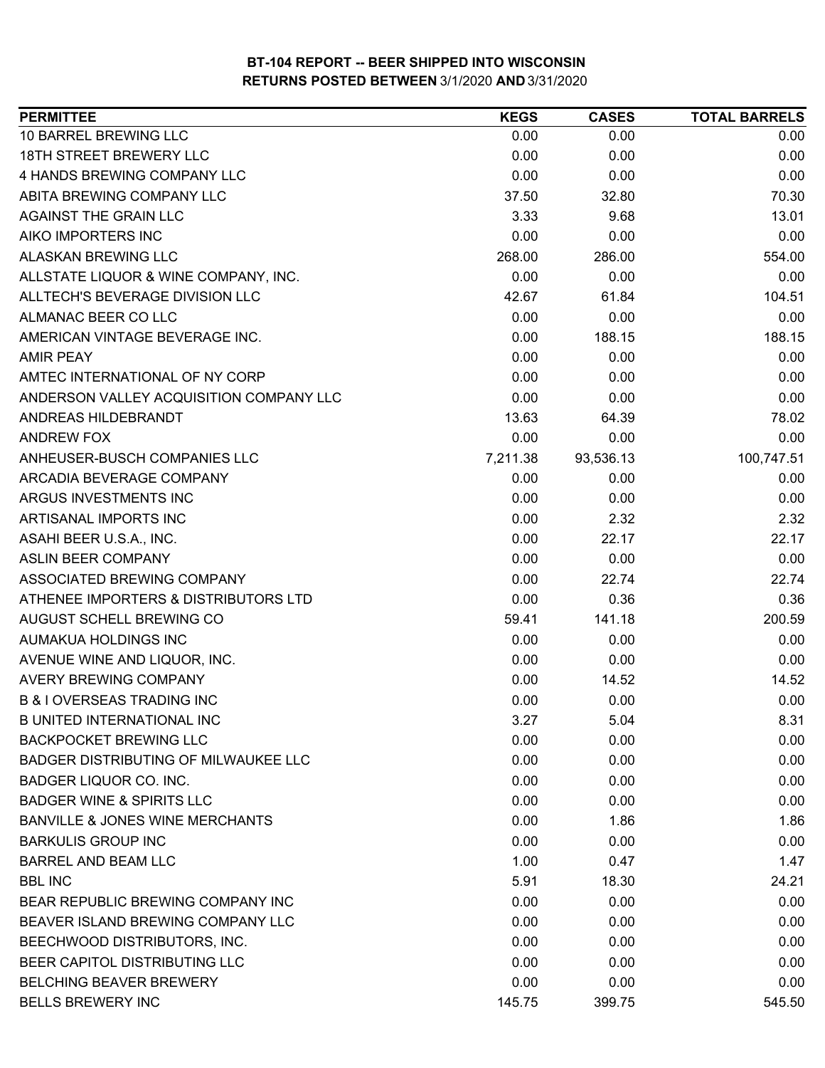# BT-104 REPORT -- BEER SHIPPED INTO WISCONSIN
## RETURNS POSTED BETWEEN 3/1/2020 AND 3/31/2020

| PERMITTEE | KEGS | CASES | TOTAL BARRELS |
|---|---|---|---|
| 10 BARREL BREWING LLC | 0.00 | 0.00 | 0.00 |
| 18TH STREET BREWERY LLC | 0.00 | 0.00 | 0.00 |
| 4 HANDS BREWING COMPANY LLC | 0.00 | 0.00 | 0.00 |
| ABITA BREWING COMPANY LLC | 37.50 | 32.80 | 70.30 |
| AGAINST THE GRAIN LLC | 3.33 | 9.68 | 13.01 |
| AIKO IMPORTERS INC | 0.00 | 0.00 | 0.00 |
| ALASKAN BREWING LLC | 268.00 | 286.00 | 554.00 |
| ALLSTATE LIQUOR & WINE COMPANY, INC. | 0.00 | 0.00 | 0.00 |
| ALLTECH'S BEVERAGE DIVISION LLC | 42.67 | 61.84 | 104.51 |
| ALMANAC BEER CO LLC | 0.00 | 0.00 | 0.00 |
| AMERICAN VINTAGE BEVERAGE INC. | 0.00 | 188.15 | 188.15 |
| AMIR PEAY | 0.00 | 0.00 | 0.00 |
| AMTEC INTERNATIONAL OF NY CORP | 0.00 | 0.00 | 0.00 |
| ANDERSON VALLEY ACQUISITION COMPANY LLC | 0.00 | 0.00 | 0.00 |
| ANDREAS HILDEBRANDT | 13.63 | 64.39 | 78.02 |
| ANDREW FOX | 0.00 | 0.00 | 0.00 |
| ANHEUSER-BUSCH COMPANIES LLC | 7,211.38 | 93,536.13 | 100,747.51 |
| ARCADIA BEVERAGE COMPANY | 0.00 | 0.00 | 0.00 |
| ARGUS INVESTMENTS INC | 0.00 | 0.00 | 0.00 |
| ARTISANAL IMPORTS INC | 0.00 | 2.32 | 2.32 |
| ASAHI BEER U.S.A., INC. | 0.00 | 22.17 | 22.17 |
| ASLIN BEER COMPANY | 0.00 | 0.00 | 0.00 |
| ASSOCIATED BREWING COMPANY | 0.00 | 22.74 | 22.74 |
| ATHENEE IMPORTERS & DISTRIBUTORS LTD | 0.00 | 0.36 | 0.36 |
| AUGUST SCHELL BREWING CO | 59.41 | 141.18 | 200.59 |
| AUMAKUA HOLDINGS INC | 0.00 | 0.00 | 0.00 |
| AVENUE WINE AND LIQUOR, INC. | 0.00 | 0.00 | 0.00 |
| AVERY BREWING COMPANY | 0.00 | 14.52 | 14.52 |
| B & I OVERSEAS TRADING INC | 0.00 | 0.00 | 0.00 |
| B UNITED INTERNATIONAL INC | 3.27 | 5.04 | 8.31 |
| BACKPOCKET BREWING LLC | 0.00 | 0.00 | 0.00 |
| BADGER DISTRIBUTING OF MILWAUKEE LLC | 0.00 | 0.00 | 0.00 |
| BADGER LIQUOR CO. INC. | 0.00 | 0.00 | 0.00 |
| BADGER WINE & SPIRITS LLC | 0.00 | 0.00 | 0.00 |
| BANVILLE & JONES WINE MERCHANTS | 0.00 | 1.86 | 1.86 |
| BARKULIS GROUP INC | 0.00 | 0.00 | 0.00 |
| BARREL AND BEAM LLC | 1.00 | 0.47 | 1.47 |
| BBL INC | 5.91 | 18.30 | 24.21 |
| BEAR REPUBLIC BREWING COMPANY INC | 0.00 | 0.00 | 0.00 |
| BEAVER ISLAND BREWING COMPANY LLC | 0.00 | 0.00 | 0.00 |
| BEECHWOOD DISTRIBUTORS, INC. | 0.00 | 0.00 | 0.00 |
| BEER CAPITOL DISTRIBUTING LLC | 0.00 | 0.00 | 0.00 |
| BELCHING BEAVER BREWERY | 0.00 | 0.00 | 0.00 |
| BELLS BREWERY INC | 145.75 | 399.75 | 545.50 |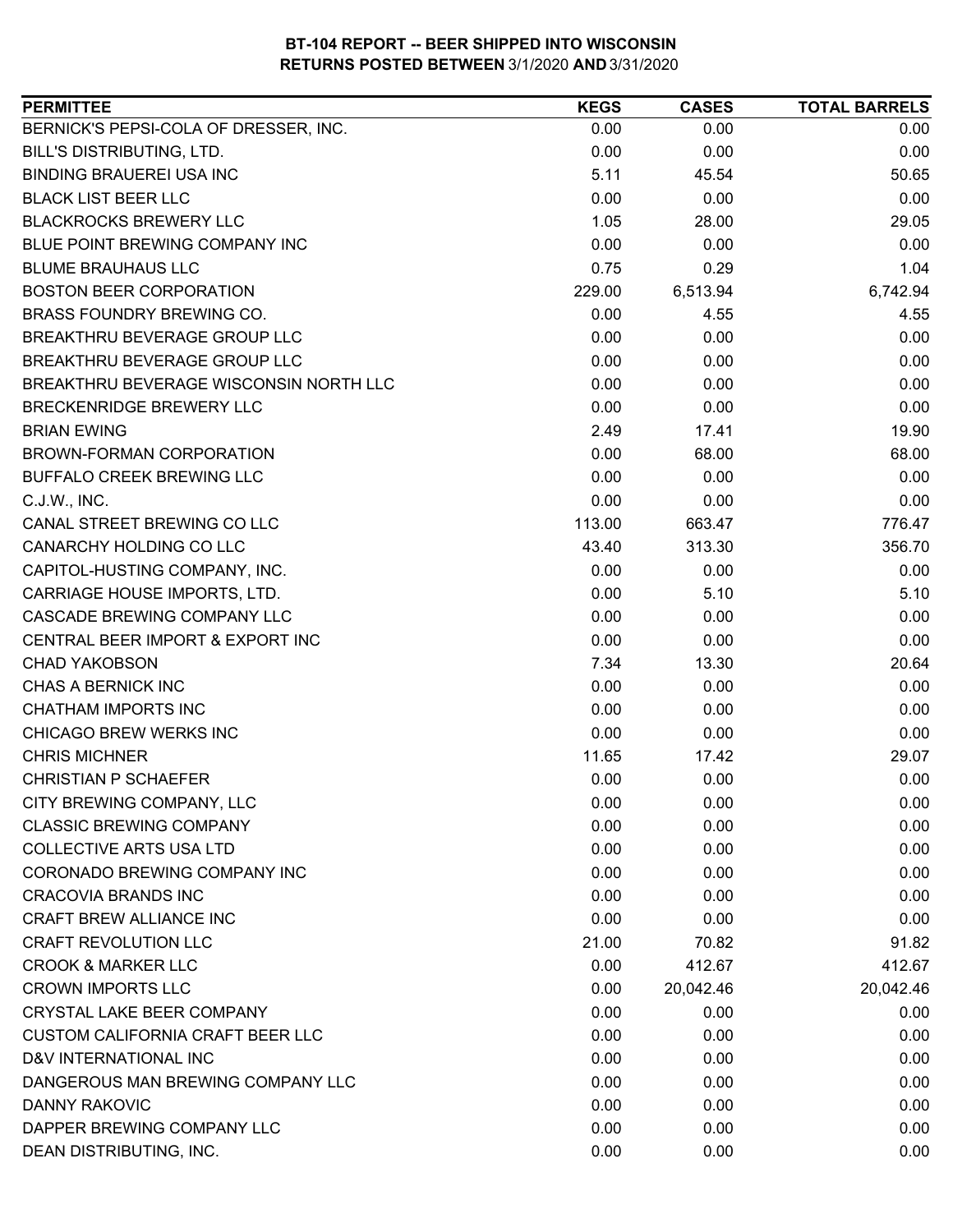**BT-104 REPORT -- BEER SHIPPED INTO WISCONSIN**
**RETURNS POSTED BETWEEN 3/1/2020 AND 3/31/2020**

| PERMITTEE | KEGS | CASES | TOTAL BARRELS |
|---|---|---|---|
| BERNICK'S PEPSI-COLA OF DRESSER, INC. | 0.00 | 0.00 | 0.00 |
| BILL'S DISTRIBUTING, LTD. | 0.00 | 0.00 | 0.00 |
| BINDING BRAUEREI USA INC | 5.11 | 45.54 | 50.65 |
| BLACK LIST BEER LLC | 0.00 | 0.00 | 0.00 |
| BLACKROCKS BREWERY LLC | 1.05 | 28.00 | 29.05 |
| BLUE POINT BREWING COMPANY INC | 0.00 | 0.00 | 0.00 |
| BLUME BRAUHAUS LLC | 0.75 | 0.29 | 1.04 |
| BOSTON BEER CORPORATION | 229.00 | 6,513.94 | 6,742.94 |
| BRASS FOUNDRY BREWING CO. | 0.00 | 4.55 | 4.55 |
| BREAKTHRU BEVERAGE GROUP LLC | 0.00 | 0.00 | 0.00 |
| BREAKTHRU BEVERAGE GROUP LLC | 0.00 | 0.00 | 0.00 |
| BREAKTHRU BEVERAGE WISCONSIN NORTH LLC | 0.00 | 0.00 | 0.00 |
| BRECKENRIDGE BREWERY LLC | 0.00 | 0.00 | 0.00 |
| BRIAN EWING | 2.49 | 17.41 | 19.90 |
| BROWN-FORMAN CORPORATION | 0.00 | 68.00 | 68.00 |
| BUFFALO CREEK BREWING LLC | 0.00 | 0.00 | 0.00 |
| C.J.W., INC. | 0.00 | 0.00 | 0.00 |
| CANAL STREET BREWING CO LLC | 113.00 | 663.47 | 776.47 |
| CANARCHY HOLDING CO LLC | 43.40 | 313.30 | 356.70 |
| CAPITOL-HUSTING COMPANY, INC. | 0.00 | 0.00 | 0.00 |
| CARRIAGE HOUSE IMPORTS, LTD. | 0.00 | 5.10 | 5.10 |
| CASCADE BREWING COMPANY LLC | 0.00 | 0.00 | 0.00 |
| CENTRAL BEER IMPORT & EXPORT INC | 0.00 | 0.00 | 0.00 |
| CHAD YAKOBSON | 7.34 | 13.30 | 20.64 |
| CHAS A BERNICK INC | 0.00 | 0.00 | 0.00 |
| CHATHAM IMPORTS INC | 0.00 | 0.00 | 0.00 |
| CHICAGO BREW WERKS INC | 0.00 | 0.00 | 0.00 |
| CHRIS MICHNER | 11.65 | 17.42 | 29.07 |
| CHRISTIAN P SCHAEFER | 0.00 | 0.00 | 0.00 |
| CITY BREWING COMPANY, LLC | 0.00 | 0.00 | 0.00 |
| CLASSIC BREWING COMPANY | 0.00 | 0.00 | 0.00 |
| COLLECTIVE ARTS USA LTD | 0.00 | 0.00 | 0.00 |
| CORONADO BREWING COMPANY INC | 0.00 | 0.00 | 0.00 |
| CRACOVIA BRANDS INC | 0.00 | 0.00 | 0.00 |
| CRAFT BREW ALLIANCE INC | 0.00 | 0.00 | 0.00 |
| CRAFT REVOLUTION LLC | 21.00 | 70.82 | 91.82 |
| CROOK & MARKER LLC | 0.00 | 412.67 | 412.67 |
| CROWN IMPORTS LLC | 0.00 | 20,042.46 | 20,042.46 |
| CRYSTAL LAKE BEER COMPANY | 0.00 | 0.00 | 0.00 |
| CUSTOM CALIFORNIA CRAFT BEER LLC | 0.00 | 0.00 | 0.00 |
| D&V INTERNATIONAL INC | 0.00 | 0.00 | 0.00 |
| DANGEROUS MAN BREWING COMPANY LLC | 0.00 | 0.00 | 0.00 |
| DANNY RAKOVIC | 0.00 | 0.00 | 0.00 |
| DAPPER BREWING COMPANY LLC | 0.00 | 0.00 | 0.00 |
| DEAN DISTRIBUTING, INC. | 0.00 | 0.00 | 0.00 |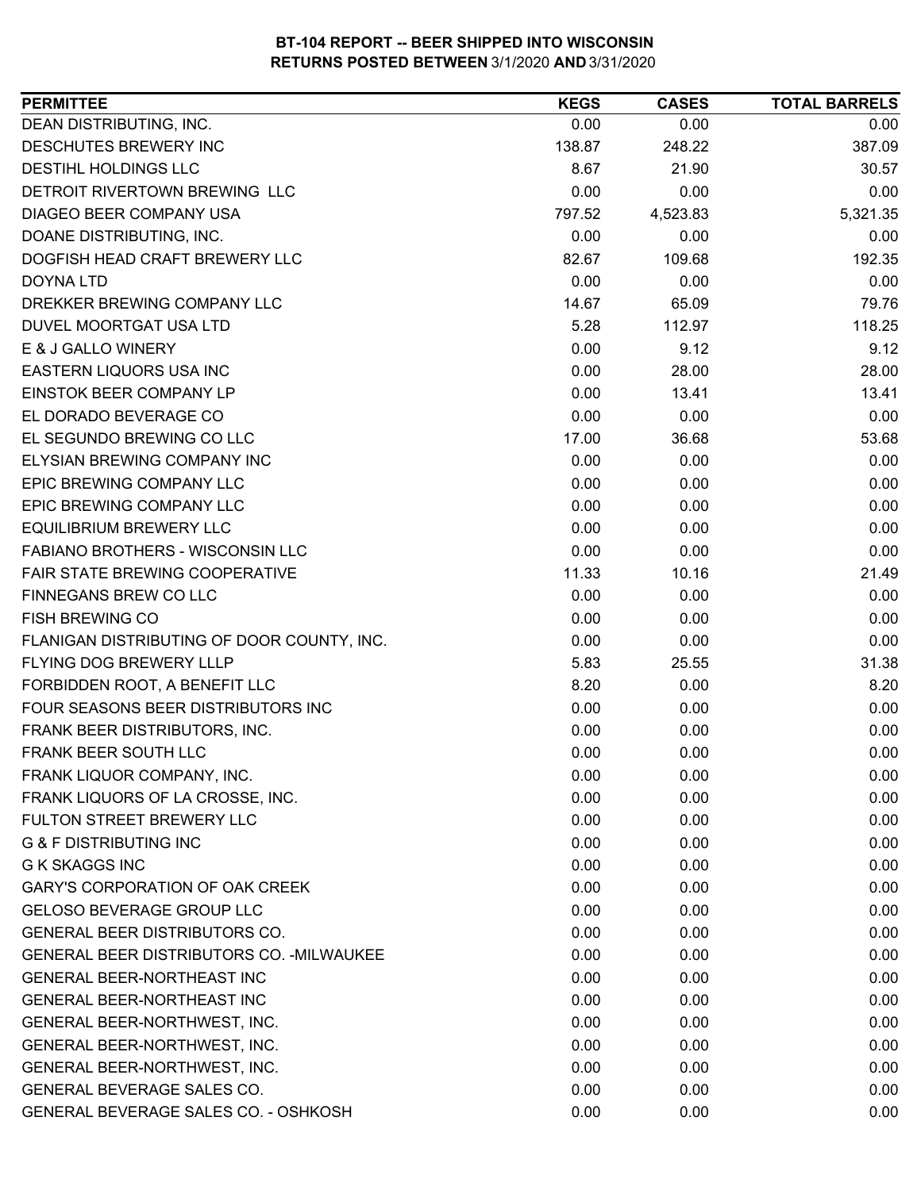**BT-104 REPORT -- BEER SHIPPED INTO WISCONSIN**
**RETURNS POSTED BETWEEN** 3/1/2020 **AND** 3/31/2020

| PERMITTEE | KEGS | CASES | TOTAL BARRELS |
|---|---|---|---|
| DEAN DISTRIBUTING, INC. | 0.00 | 0.00 | 0.00 |
| DESCHUTES BREWERY INC | 138.87 | 248.22 | 387.09 |
| DESTIHL HOLDINGS LLC | 8.67 | 21.90 | 30.57 |
| DETROIT RIVERTOWN BREWING LLC | 0.00 | 0.00 | 0.00 |
| DIAGEO BEER COMPANY USA | 797.52 | 4,523.83 | 5,321.35 |
| DOANE DISTRIBUTING, INC. | 0.00 | 0.00 | 0.00 |
| DOGFISH HEAD CRAFT BREWERY LLC | 82.67 | 109.68 | 192.35 |
| DOYNA LTD | 0.00 | 0.00 | 0.00 |
| DREKKER BREWING COMPANY LLC | 14.67 | 65.09 | 79.76 |
| DUVEL MOORTGAT USA LTD | 5.28 | 112.97 | 118.25 |
| E & J GALLO WINERY | 0.00 | 9.12 | 9.12 |
| EASTERN LIQUORS USA INC | 0.00 | 28.00 | 28.00 |
| EINSTOK BEER COMPANY LP | 0.00 | 13.41 | 13.41 |
| EL DORADO BEVERAGE CO | 0.00 | 0.00 | 0.00 |
| EL SEGUNDO BREWING CO LLC | 17.00 | 36.68 | 53.68 |
| ELYSIAN BREWING COMPANY INC | 0.00 | 0.00 | 0.00 |
| EPIC BREWING COMPANY LLC | 0.00 | 0.00 | 0.00 |
| EPIC BREWING COMPANY LLC | 0.00 | 0.00 | 0.00 |
| EQUILIBRIUM BREWERY LLC | 0.00 | 0.00 | 0.00 |
| FABIANO BROTHERS - WISCONSIN LLC | 0.00 | 0.00 | 0.00 |
| FAIR STATE BREWING COOPERATIVE | 11.33 | 10.16 | 21.49 |
| FINNEGANS BREW CO LLC | 0.00 | 0.00 | 0.00 |
| FISH BREWING CO | 0.00 | 0.00 | 0.00 |
| FLANIGAN DISTRIBUTING OF DOOR COUNTY, INC. | 0.00 | 0.00 | 0.00 |
| FLYING DOG BREWERY LLLP | 5.83 | 25.55 | 31.38 |
| FORBIDDEN ROOT, A BENEFIT LLC | 8.20 | 0.00 | 8.20 |
| FOUR SEASONS BEER DISTRIBUTORS INC | 0.00 | 0.00 | 0.00 |
| FRANK BEER DISTRIBUTORS, INC. | 0.00 | 0.00 | 0.00 |
| FRANK BEER SOUTH LLC | 0.00 | 0.00 | 0.00 |
| FRANK LIQUOR COMPANY, INC. | 0.00 | 0.00 | 0.00 |
| FRANK LIQUORS OF LA CROSSE, INC. | 0.00 | 0.00 | 0.00 |
| FULTON STREET BREWERY LLC | 0.00 | 0.00 | 0.00 |
| G & F DISTRIBUTING INC | 0.00 | 0.00 | 0.00 |
| G K SKAGGS INC | 0.00 | 0.00 | 0.00 |
| GARY'S CORPORATION OF OAK CREEK | 0.00 | 0.00 | 0.00 |
| GELOSO BEVERAGE GROUP LLC | 0.00 | 0.00 | 0.00 |
| GENERAL BEER DISTRIBUTORS CO. | 0.00 | 0.00 | 0.00 |
| GENERAL BEER DISTRIBUTORS CO. -MILWAUKEE | 0.00 | 0.00 | 0.00 |
| GENERAL BEER-NORTHEAST INC | 0.00 | 0.00 | 0.00 |
| GENERAL BEER-NORTHEAST INC | 0.00 | 0.00 | 0.00 |
| GENERAL BEER-NORTHWEST, INC. | 0.00 | 0.00 | 0.00 |
| GENERAL BEER-NORTHWEST, INC. | 0.00 | 0.00 | 0.00 |
| GENERAL BEER-NORTHWEST, INC. | 0.00 | 0.00 | 0.00 |
| GENERAL BEVERAGE SALES CO. | 0.00 | 0.00 | 0.00 |
| GENERAL BEVERAGE SALES CO. - OSHKOSH | 0.00 | 0.00 | 0.00 |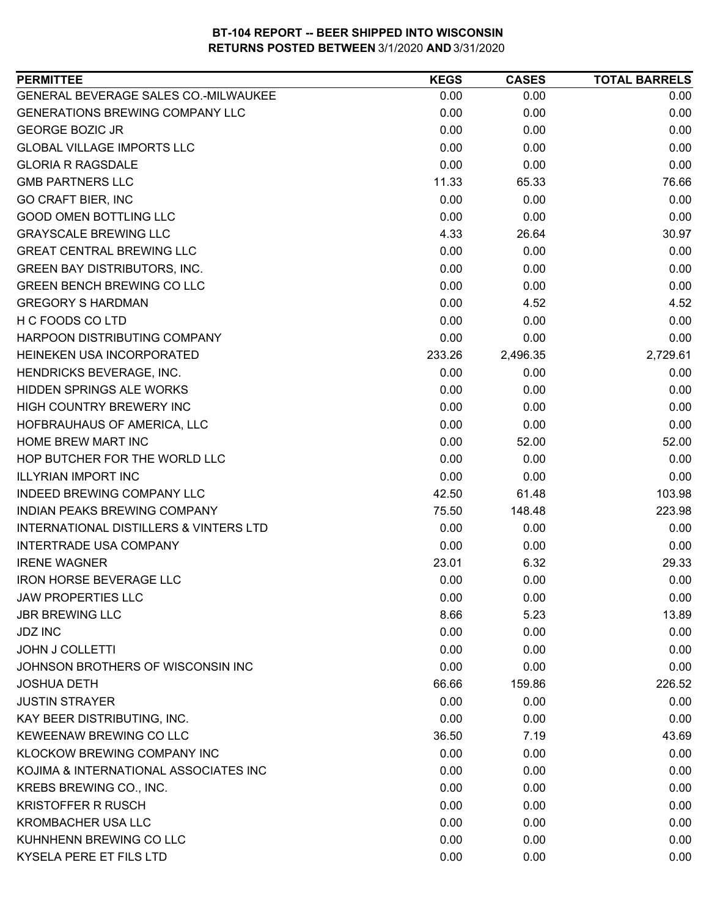**BT-104 REPORT -- BEER SHIPPED INTO WISCONSIN**
**RETURNS POSTED BETWEEN 3/1/2020 AND 3/31/2020**

| PERMITTEE | KEGS | CASES | TOTAL BARRELS |
|---|---|---|---|
| GENERAL BEVERAGE SALES CO.-MILWAUKEE | 0.00 | 0.00 | 0.00 |
| GENERATIONS BREWING COMPANY LLC | 0.00 | 0.00 | 0.00 |
| GEORGE BOZIC JR | 0.00 | 0.00 | 0.00 |
| GLOBAL VILLAGE IMPORTS LLC | 0.00 | 0.00 | 0.00 |
| GLORIA R RAGSDALE | 0.00 | 0.00 | 0.00 |
| GMB PARTNERS LLC | 11.33 | 65.33 | 76.66 |
| GO CRAFT BIER, INC | 0.00 | 0.00 | 0.00 |
| GOOD OMEN BOTTLING LLC | 0.00 | 0.00 | 0.00 |
| GRAYSCALE BREWING LLC | 4.33 | 26.64 | 30.97 |
| GREAT CENTRAL BREWING LLC | 0.00 | 0.00 | 0.00 |
| GREEN BAY DISTRIBUTORS, INC. | 0.00 | 0.00 | 0.00 |
| GREEN BENCH BREWING CO LLC | 0.00 | 0.00 | 0.00 |
| GREGORY S HARDMAN | 0.00 | 4.52 | 4.52 |
| H C FOODS CO LTD | 0.00 | 0.00 | 0.00 |
| HARPOON DISTRIBUTING COMPANY | 0.00 | 0.00 | 0.00 |
| HEINEKEN USA INCORPORATED | 233.26 | 2,496.35 | 2,729.61 |
| HENDRICKS BEVERAGE, INC. | 0.00 | 0.00 | 0.00 |
| HIDDEN SPRINGS ALE WORKS | 0.00 | 0.00 | 0.00 |
| HIGH COUNTRY BREWERY INC | 0.00 | 0.00 | 0.00 |
| HOFBRAUHAUS OF AMERICA, LLC | 0.00 | 0.00 | 0.00 |
| HOME BREW MART INC | 0.00 | 52.00 | 52.00 |
| HOP BUTCHER FOR THE WORLD LLC | 0.00 | 0.00 | 0.00 |
| ILLYRIAN IMPORT INC | 0.00 | 0.00 | 0.00 |
| INDEED BREWING COMPANY LLC | 42.50 | 61.48 | 103.98 |
| INDIAN PEAKS BREWING COMPANY | 75.50 | 148.48 | 223.98 |
| INTERNATIONAL DISTILLERS & VINTERS LTD | 0.00 | 0.00 | 0.00 |
| INTERTRADE USA COMPANY | 0.00 | 0.00 | 0.00 |
| IRENE WAGNER | 23.01 | 6.32 | 29.33 |
| IRON HORSE BEVERAGE LLC | 0.00 | 0.00 | 0.00 |
| JAW PROPERTIES LLC | 0.00 | 0.00 | 0.00 |
| JBR BREWING LLC | 8.66 | 5.23 | 13.89 |
| JDZ INC | 0.00 | 0.00 | 0.00 |
| JOHN J COLLETTI | 0.00 | 0.00 | 0.00 |
| JOHNSON BROTHERS OF WISCONSIN INC | 0.00 | 0.00 | 0.00 |
| JOSHUA DETH | 66.66 | 159.86 | 226.52 |
| JUSTIN STRAYER | 0.00 | 0.00 | 0.00 |
| KAY BEER DISTRIBUTING, INC. | 0.00 | 0.00 | 0.00 |
| KEWEENAW BREWING CO LLC | 36.50 | 7.19 | 43.69 |
| KLOCKOW BREWING COMPANY INC | 0.00 | 0.00 | 0.00 |
| KOJIMA & INTERNATIONAL ASSOCIATES INC | 0.00 | 0.00 | 0.00 |
| KREBS BREWING CO., INC. | 0.00 | 0.00 | 0.00 |
| KRISTOFFER R RUSCH | 0.00 | 0.00 | 0.00 |
| KROMBACHER USA LLC | 0.00 | 0.00 | 0.00 |
| KUHNHENN BREWING CO LLC | 0.00 | 0.00 | 0.00 |
| KYSELA PERE ET FILS LTD | 0.00 | 0.00 | 0.00 |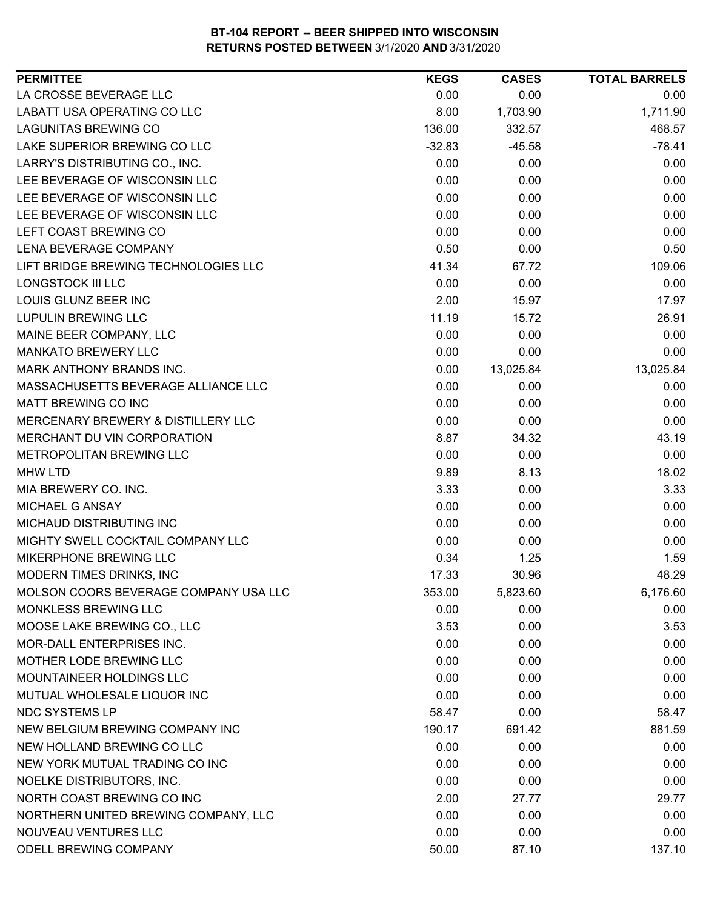**BT-104 REPORT -- BEER SHIPPED INTO WISCONSIN**
**RETURNS POSTED BETWEEN 3/1/2020 AND 3/31/2020**

| PERMITTEE | KEGS | CASES | TOTAL BARRELS |
|---|---|---|---|
| LA CROSSE BEVERAGE LLC | 0.00 | 0.00 | 0.00 |
| LABATT USA OPERATING CO LLC | 8.00 | 1,703.90 | 1,711.90 |
| LAGUNITAS BREWING CO | 136.00 | 332.57 | 468.57 |
| LAKE SUPERIOR BREWING CO LLC | -32.83 | -45.58 | -78.41 |
| LARRY'S DISTRIBUTING CO., INC. | 0.00 | 0.00 | 0.00 |
| LEE BEVERAGE OF WISCONSIN LLC | 0.00 | 0.00 | 0.00 |
| LEE BEVERAGE OF WISCONSIN LLC | 0.00 | 0.00 | 0.00 |
| LEE BEVERAGE OF WISCONSIN LLC | 0.00 | 0.00 | 0.00 |
| LEFT COAST BREWING CO | 0.00 | 0.00 | 0.00 |
| LENA BEVERAGE COMPANY | 0.50 | 0.00 | 0.50 |
| LIFT BRIDGE BREWING TECHNOLOGIES LLC | 41.34 | 67.72 | 109.06 |
| LONGSTOCK III LLC | 0.00 | 0.00 | 0.00 |
| LOUIS GLUNZ BEER INC | 2.00 | 15.97 | 17.97 |
| LUPULIN BREWING LLC | 11.19 | 15.72 | 26.91 |
| MAINE BEER COMPANY, LLC | 0.00 | 0.00 | 0.00 |
| MANKATO BREWERY LLC | 0.00 | 0.00 | 0.00 |
| MARK ANTHONY BRANDS INC. | 0.00 | 13,025.84 | 13,025.84 |
| MASSACHUSETTS BEVERAGE ALLIANCE LLC | 0.00 | 0.00 | 0.00 |
| MATT BREWING CO INC | 0.00 | 0.00 | 0.00 |
| MERCENARY BREWERY & DISTILLERY LLC | 0.00 | 0.00 | 0.00 |
| MERCHANT DU VIN CORPORATION | 8.87 | 34.32 | 43.19 |
| METROPOLITAN BREWING LLC | 0.00 | 0.00 | 0.00 |
| MHW LTD | 9.89 | 8.13 | 18.02 |
| MIA BREWERY CO. INC. | 3.33 | 0.00 | 3.33 |
| MICHAEL G ANSAY | 0.00 | 0.00 | 0.00 |
| MICHAUD DISTRIBUTING INC | 0.00 | 0.00 | 0.00 |
| MIGHTY SWELL COCKTAIL COMPANY LLC | 0.00 | 0.00 | 0.00 |
| MIKERPHONE BREWING LLC | 0.34 | 1.25 | 1.59 |
| MODERN TIMES DRINKS, INC | 17.33 | 30.96 | 48.29 |
| MOLSON COORS BEVERAGE COMPANY USA LLC | 353.00 | 5,823.60 | 6,176.60 |
| MONKLESS BREWING LLC | 0.00 | 0.00 | 0.00 |
| MOOSE LAKE BREWING CO., LLC | 3.53 | 0.00 | 3.53 |
| MOR-DALL ENTERPRISES INC. | 0.00 | 0.00 | 0.00 |
| MOTHER LODE BREWING LLC | 0.00 | 0.00 | 0.00 |
| MOUNTAINEER HOLDINGS LLC | 0.00 | 0.00 | 0.00 |
| MUTUAL WHOLESALE LIQUOR INC | 0.00 | 0.00 | 0.00 |
| NDC SYSTEMS LP | 58.47 | 0.00 | 58.47 |
| NEW BELGIUM BREWING COMPANY INC | 190.17 | 691.42 | 881.59 |
| NEW HOLLAND BREWING CO LLC | 0.00 | 0.00 | 0.00 |
| NEW YORK MUTUAL TRADING CO INC | 0.00 | 0.00 | 0.00 |
| NOELKE DISTRIBUTORS, INC. | 0.00 | 0.00 | 0.00 |
| NORTH COAST BREWING CO INC | 2.00 | 27.77 | 29.77 |
| NORTHERN UNITED BREWING COMPANY, LLC | 0.00 | 0.00 | 0.00 |
| NOUVEAU VENTURES LLC | 0.00 | 0.00 | 0.00 |
| ODELL BREWING COMPANY | 50.00 | 87.10 | 137.10 |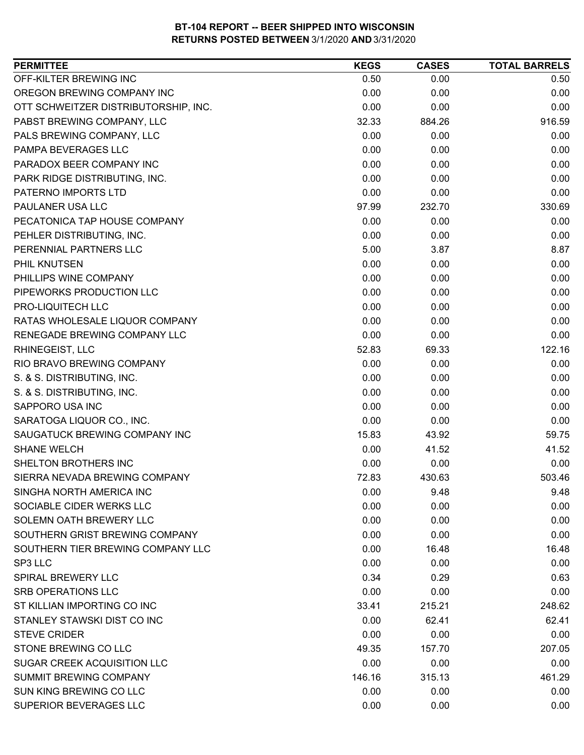**BT-104 REPORT -- BEER SHIPPED INTO WISCONSIN**
**RETURNS POSTED BETWEEN** 3/1/2020 **AND** 3/31/2020

| PERMITTEE | KEGS | CASES | TOTAL BARRELS |
|---|---|---|---|
| OFF-KILTER BREWING INC | 0.50 | 0.00 | 0.50 |
| OREGON BREWING COMPANY INC | 0.00 | 0.00 | 0.00 |
| OTT SCHWEITZER DISTRIBUTORSHIP, INC. | 0.00 | 0.00 | 0.00 |
| PABST BREWING COMPANY, LLC | 32.33 | 884.26 | 916.59 |
| PALS BREWING COMPANY, LLC | 0.00 | 0.00 | 0.00 |
| PAMPA BEVERAGES LLC | 0.00 | 0.00 | 0.00 |
| PARADOX BEER COMPANY INC | 0.00 | 0.00 | 0.00 |
| PARK RIDGE DISTRIBUTING, INC. | 0.00 | 0.00 | 0.00 |
| PATERNO IMPORTS LTD | 0.00 | 0.00 | 0.00 |
| PAULANER USA LLC | 97.99 | 232.70 | 330.69 |
| PECATONICA TAP HOUSE COMPANY | 0.00 | 0.00 | 0.00 |
| PEHLER DISTRIBUTING, INC. | 0.00 | 0.00 | 0.00 |
| PERENNIAL PARTNERS LLC | 5.00 | 3.87 | 8.87 |
| PHIL KNUTSEN | 0.00 | 0.00 | 0.00 |
| PHILLIPS WINE COMPANY | 0.00 | 0.00 | 0.00 |
| PIPEWORKS PRODUCTION LLC | 0.00 | 0.00 | 0.00 |
| PRO-LIQUITECH LLC | 0.00 | 0.00 | 0.00 |
| RATAS WHOLESALE LIQUOR COMPANY | 0.00 | 0.00 | 0.00 |
| RENEGADE BREWING COMPANY LLC | 0.00 | 0.00 | 0.00 |
| RHINEGEIST, LLC | 52.83 | 69.33 | 122.16 |
| RIO BRAVO BREWING COMPANY | 0.00 | 0.00 | 0.00 |
| S. & S. DISTRIBUTING, INC. | 0.00 | 0.00 | 0.00 |
| S. & S. DISTRIBUTING, INC. | 0.00 | 0.00 | 0.00 |
| SAPPORO USA INC | 0.00 | 0.00 | 0.00 |
| SARATOGA LIQUOR CO., INC. | 0.00 | 0.00 | 0.00 |
| SAUGATUCK BREWING COMPANY INC | 15.83 | 43.92 | 59.75 |
| SHANE WELCH | 0.00 | 41.52 | 41.52 |
| SHELTON BROTHERS INC | 0.00 | 0.00 | 0.00 |
| SIERRA NEVADA BREWING COMPANY | 72.83 | 430.63 | 503.46 |
| SINGHA NORTH AMERICA INC | 0.00 | 9.48 | 9.48 |
| SOCIABLE CIDER WERKS LLC | 0.00 | 0.00 | 0.00 |
| SOLEMN OATH BREWERY LLC | 0.00 | 0.00 | 0.00 |
| SOUTHERN GRIST BREWING COMPANY | 0.00 | 0.00 | 0.00 |
| SOUTHERN TIER BREWING COMPANY LLC | 0.00 | 16.48 | 16.48 |
| SP3 LLC | 0.00 | 0.00 | 0.00 |
| SPIRAL BREWERY LLC | 0.34 | 0.29 | 0.63 |
| SRB OPERATIONS LLC | 0.00 | 0.00 | 0.00 |
| ST KILLIAN IMPORTING CO INC | 33.41 | 215.21 | 248.62 |
| STANLEY STAWSKI DIST CO INC | 0.00 | 62.41 | 62.41 |
| STEVE CRIDER | 0.00 | 0.00 | 0.00 |
| STONE BREWING CO LLC | 49.35 | 157.70 | 207.05 |
| SUGAR CREEK ACQUISITION LLC | 0.00 | 0.00 | 0.00 |
| SUMMIT BREWING COMPANY | 146.16 | 315.13 | 461.29 |
| SUN KING BREWING CO LLC | 0.00 | 0.00 | 0.00 |
| SUPERIOR BEVERAGES LLC | 0.00 | 0.00 | 0.00 |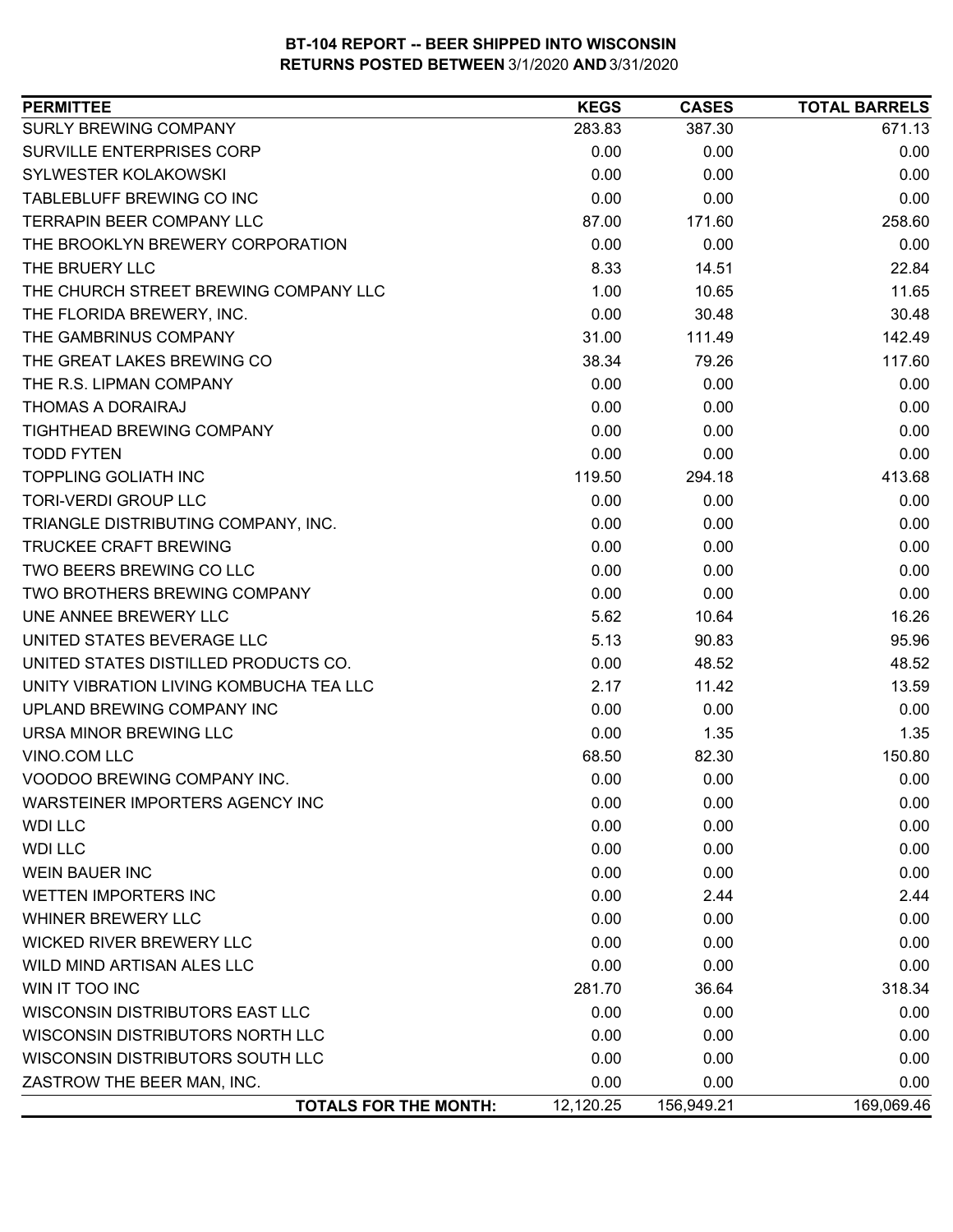# BT-104 REPORT -- BEER SHIPPED INTO WISCONSIN
## RETURNS POSTED BETWEEN 3/1/2020 AND 3/31/2020

| PERMITTEE | KEGS | CASES | TOTAL BARRELS |
|---|---|---|---|
| SURLY BREWING COMPANY | 283.83 | 387.30 | 671.13 |
| SURVILLE ENTERPRISES CORP | 0.00 | 0.00 | 0.00 |
| SYLWESTER KOLAKOWSKI | 0.00 | 0.00 | 0.00 |
| TABLEBLUFF BREWING CO INC | 0.00 | 0.00 | 0.00 |
| TERRAPIN BEER COMPANY LLC | 87.00 | 171.60 | 258.60 |
| THE BROOKLYN BREWERY CORPORATION | 0.00 | 0.00 | 0.00 |
| THE BRUERY LLC | 8.33 | 14.51 | 22.84 |
| THE CHURCH STREET BREWING COMPANY LLC | 1.00 | 10.65 | 11.65 |
| THE FLORIDA BREWERY, INC. | 0.00 | 30.48 | 30.48 |
| THE GAMBRINUS COMPANY | 31.00 | 111.49 | 142.49 |
| THE GREAT LAKES BREWING CO | 38.34 | 79.26 | 117.60 |
| THE R.S. LIPMAN COMPANY | 0.00 | 0.00 | 0.00 |
| THOMAS A DORAIRAJ | 0.00 | 0.00 | 0.00 |
| TIGHTHEAD BREWING COMPANY | 0.00 | 0.00 | 0.00 |
| TODD FYTEN | 0.00 | 0.00 | 0.00 |
| TOPPLING GOLIATH INC | 119.50 | 294.18 | 413.68 |
| TORI-VERDI GROUP LLC | 0.00 | 0.00 | 0.00 |
| TRIANGLE DISTRIBUTING COMPANY, INC. | 0.00 | 0.00 | 0.00 |
| TRUCKEE CRAFT BREWING | 0.00 | 0.00 | 0.00 |
| TWO BEERS BREWING CO LLC | 0.00 | 0.00 | 0.00 |
| TWO BROTHERS BREWING COMPANY | 0.00 | 0.00 | 0.00 |
| UNE ANNEE BREWERY LLC | 5.62 | 10.64 | 16.26 |
| UNITED STATES BEVERAGE LLC | 5.13 | 90.83 | 95.96 |
| UNITED STATES DISTILLED PRODUCTS CO. | 0.00 | 48.52 | 48.52 |
| UNITY VIBRATION LIVING KOMBUCHA TEA LLC | 2.17 | 11.42 | 13.59 |
| UPLAND BREWING COMPANY INC | 0.00 | 0.00 | 0.00 |
| URSA MINOR BREWING LLC | 0.00 | 1.35 | 1.35 |
| VINO.COM LLC | 68.50 | 82.30 | 150.80 |
| VOODOO BREWING COMPANY INC. | 0.00 | 0.00 | 0.00 |
| WARSTEINER IMPORTERS AGENCY INC | 0.00 | 0.00 | 0.00 |
| WDI LLC | 0.00 | 0.00 | 0.00 |
| WDI LLC | 0.00 | 0.00 | 0.00 |
| WEIN BAUER INC | 0.00 | 0.00 | 0.00 |
| WETTEN IMPORTERS INC | 0.00 | 2.44 | 2.44 |
| WHINER BREWERY LLC | 0.00 | 0.00 | 0.00 |
| WICKED RIVER BREWERY LLC | 0.00 | 0.00 | 0.00 |
| WILD MIND ARTISAN ALES LLC | 0.00 | 0.00 | 0.00 |
| WIN IT TOO INC | 281.70 | 36.64 | 318.34 |
| WISCONSIN DISTRIBUTORS EAST LLC | 0.00 | 0.00 | 0.00 |
| WISCONSIN DISTRIBUTORS NORTH LLC | 0.00 | 0.00 | 0.00 |
| WISCONSIN DISTRIBUTORS SOUTH LLC | 0.00 | 0.00 | 0.00 |
| ZASTROW THE BEER MAN, INC. | 0.00 | 0.00 | 0.00 |
| **TOTALS FOR THE MONTH:** | 12,120.25 | 156,949.21 | 169,069.46 |